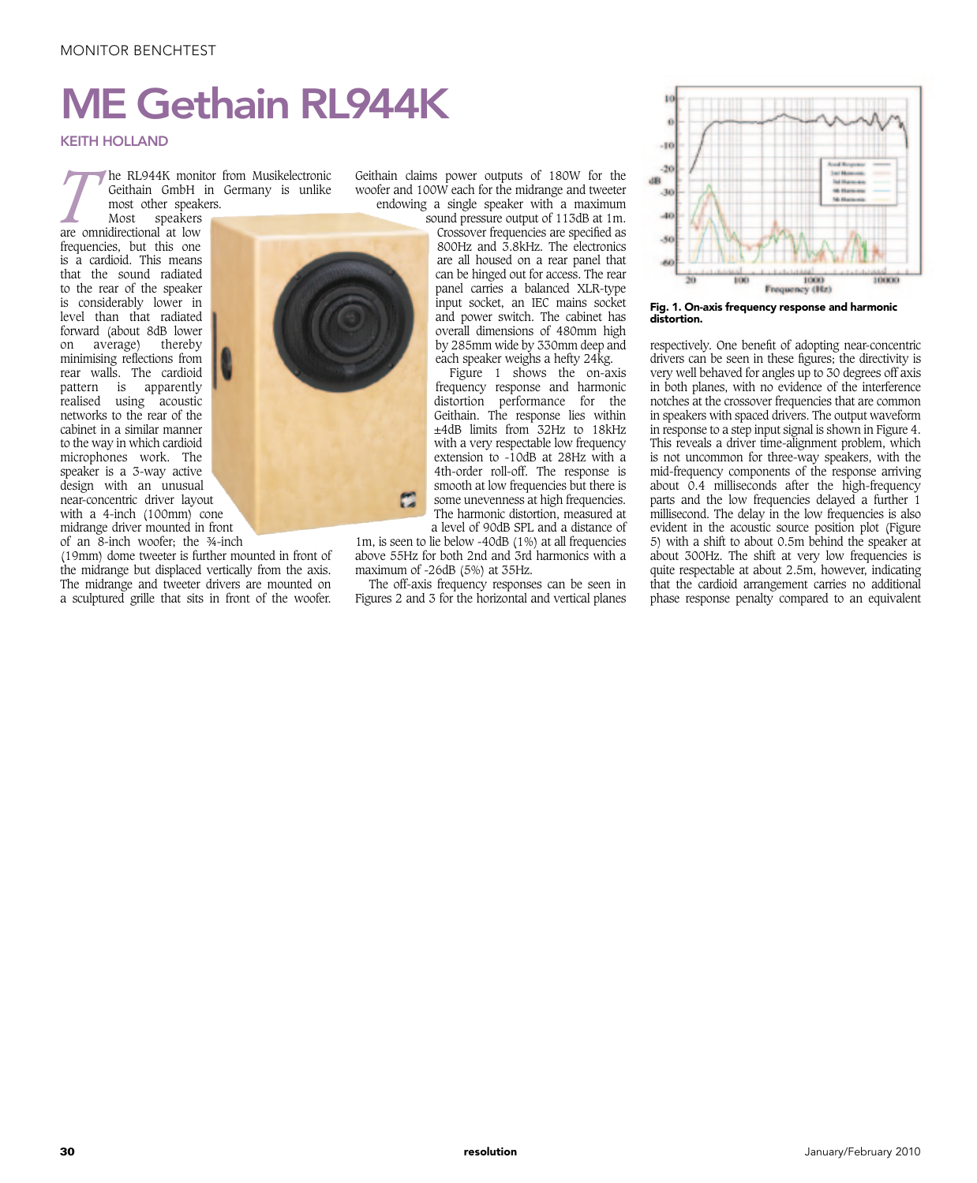# ME Gethain RL944K

**KEITH HOLLAND**

The RL944K monitor from Musikelectronic Geithain GmbH in Germany is unlike most other speakers.

Most speakers are omnidirectional at low frequencies, but this one is a cardioid. This means that the sound radiated to the rear of the speaker is considerably lower in level than that radiated forward (about 8dB lower on average) thereby minimising reflections from rear walls. The cardioid pattern is apparently realised using acoustic networks to the rear of the cabinet in a similar manner to the way in which cardioid microphones work. The speaker is a 3-way active design with an unusual near-concentric driver layout with a 4-inch (100mm) cone midrange driver mounted in front of an 8-inch woofer; the ¾-inch (19mm) dome tweeter is further mounted in front of the midrange but displaced vertically from the axis. The midrange and tweeter drivers are mounted on a sculptured grille that sits in front of the woofer.

Geithain claims power outputs of 180W for the woofer and 100W each for the midrange and tweeter endowing a single speaker with a maximum sound pressure output of 113dB at 1m. Crossover frequencies are specified as 800Hz and 3.8kHz. The electronics are all housed on a rear panel that can be hinged out for access. The rear panel carries a balanced XLR-type input socket, an IEC mains socket and power switch. The cabinet has overall dimensions of 480mm high by 285mm wide by 330mm deep and each speaker weighs a hefty 24kg.

Figure 1 shows the on-axis frequency response and harmonic distortion performance for the Geithain. The response lies within ±4dB limits from 32Hz to 18kHz with a very respectable low frequency extension to -10dB at 28Hz with a 4th-order roll-off. The response is smooth at low frequencies but there is some unevenness at high frequencies. The harmonic distortion, measured at a level of 90dB SPL and a distance of 1m, is seen to lie below -40dB (1%) at all frequencies above 55Hz for both 2nd and 3rd harmonics with a maximum of -26dB (5%) at 35Hz.

The off-axis frequency responses can be seen in Figures 2 and 3 for the horizontal and vertical planes respectively. One benefit of adopting near-concentric drivers can be seen in these figures; the directivity is very well behaved for angles up to 30 degrees off axis in both planes, with no evidence of the interference notches at the crossover frequencies that are common in speakers with spaced drivers. The output waveform in response to a step input signal is shown in Figure 4. This reveals a driver time-alignment problem, which is not uncommon for three-way speakers, with the mid-frequency components of the response arriving about 0.4 milliseconds after the high-frequency parts and the low frequencies delayed a further 1 millisecond. The delay in the low frequencies is also evident in the acoustic source position plot (Figure 5) with a shift to about 0.5m behind the speaker at about 300Hz. The shift at very low frequencies is quite respectable at about 2.5m, however, indicating that the cardioid arrangement carries no additional phase response penalty compared to an equivalent

**Fig. 1. On-axis frequency response and harmonic distortion.**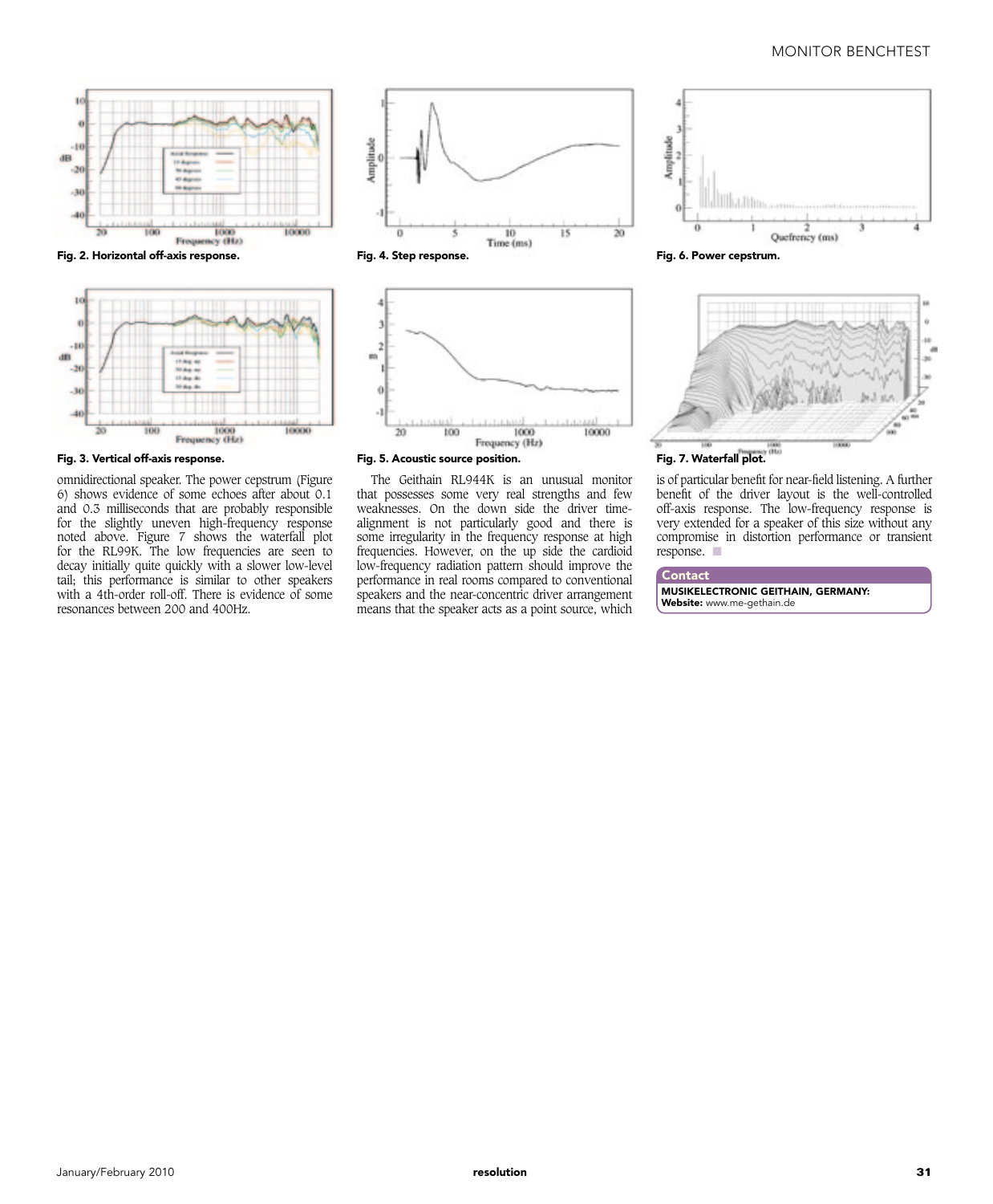Fig. 2. Horizontal off-axis response.

Fig. 4. Step response.

Fig. 6. Power cepstrum.

Fig. 3. Vertical off-axis response.

Fig. 5. Acoustic source position.

Fig. 7. Waterfall plot.

omnidirectional speaker. The power cepstrum (Figure 6) shows evidence of some echoes after about 0.1 and 0.3 milliseconds that are probably responsible for the slightly uneven high-frequency response noted above. Figure 7 shows the waterfall plot for the RL99K. The low frequencies are seen to decay initially quite quickly with a slower low-level tail; this performance is similar to other speakers with a 4th-order roll-off. There is evidence of some resonances between 200 and 400Hz.

The Geithain RL944K is an unusual monitor that possesses some very real strengths and few weaknesses. On the down side the driver time-alignment is not particularly good and there is some irregularity in the frequency response at high frequencies. However, on the up side the cardioid low-frequency radiation pattern should improve the performance in real rooms compared to conventional speakers and the near-concentric driver arrangement means that the speaker acts as a point source, which is of particular benefit for near-field listening. A further benefit of the driver layout is the well-controlled off-axis response. The low-frequency response is very extended for a speaker of this size without any compromise in distortion performance or transient response.

**Contact**

**MUSIKELECTRONIC GEITHAIN, GERMANY:**
**Website:** www.me-gethain.de